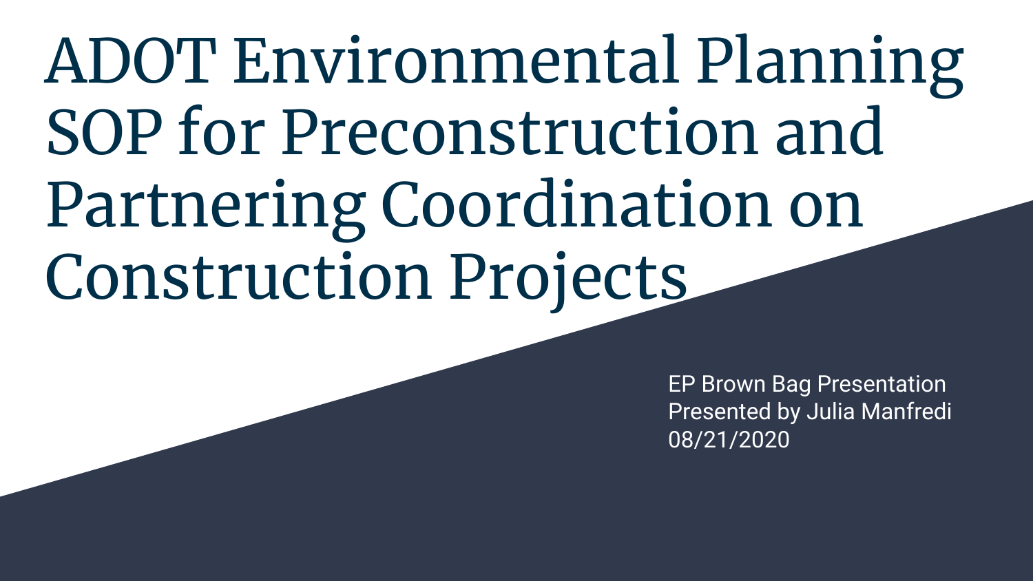# ADOT Environmental Planning SOP for Preconstruction and Partnering Coordination on Construction Projects

EP Brown Bag Presentation
Presented by Julia Manfredi
08/21/2020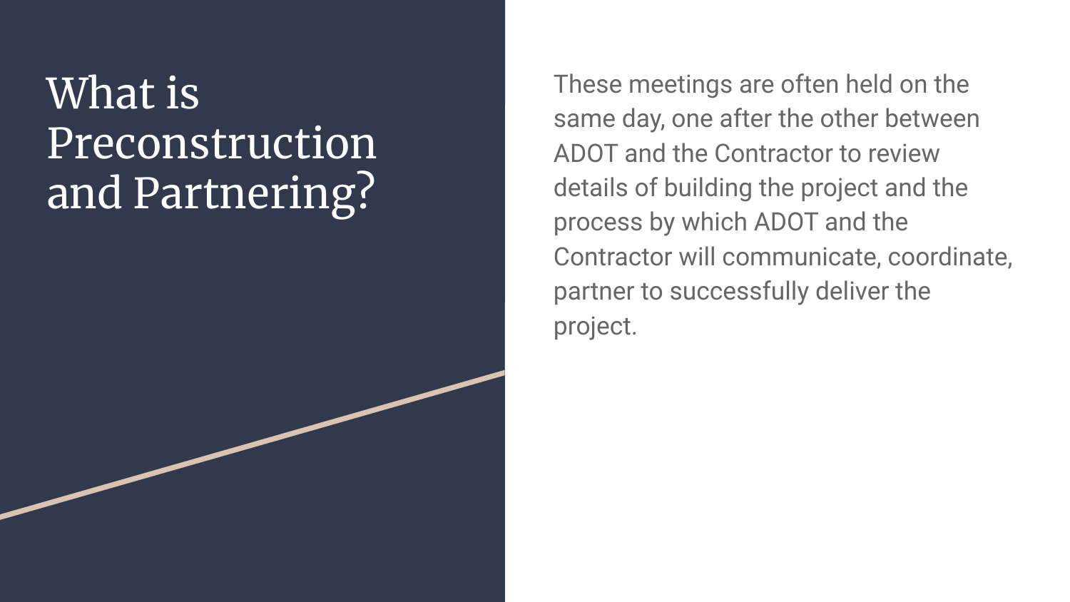# What is Preconstruction and Partnering?

These meetings are often held on the same day, one after the other between ADOT and the Contractor to review details of building the project and the process by which ADOT and the Contractor will communicate, coordinate, partner to successfully deliver the project.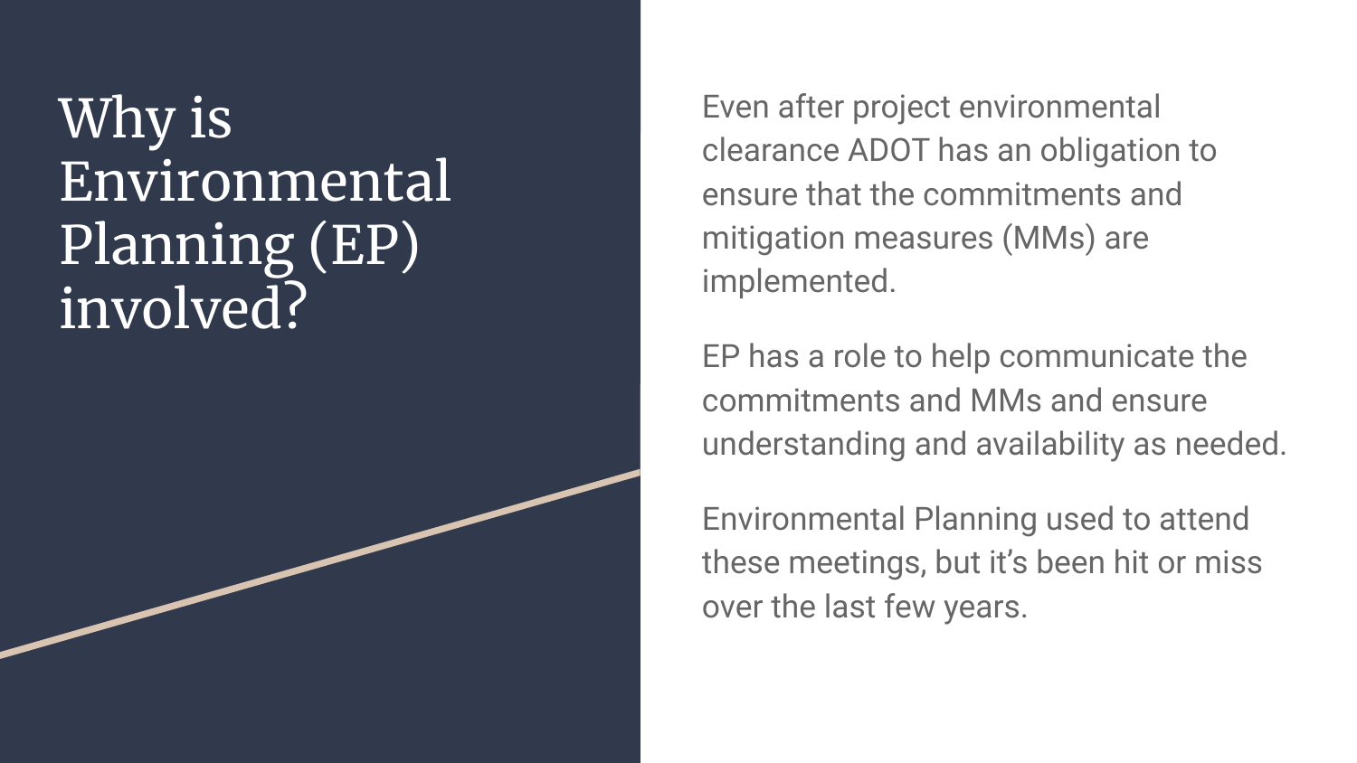# Why is Environmental Planning (EP) involved?

Even after project environmental clearance ADOT has an obligation to ensure that the commitments and mitigation measures (MMs) are implemented.

EP has a role to help communicate the commitments and MMs and ensure understanding and availability as needed.

Environmental Planning used to attend these meetings, but it's been hit or miss over the last few years.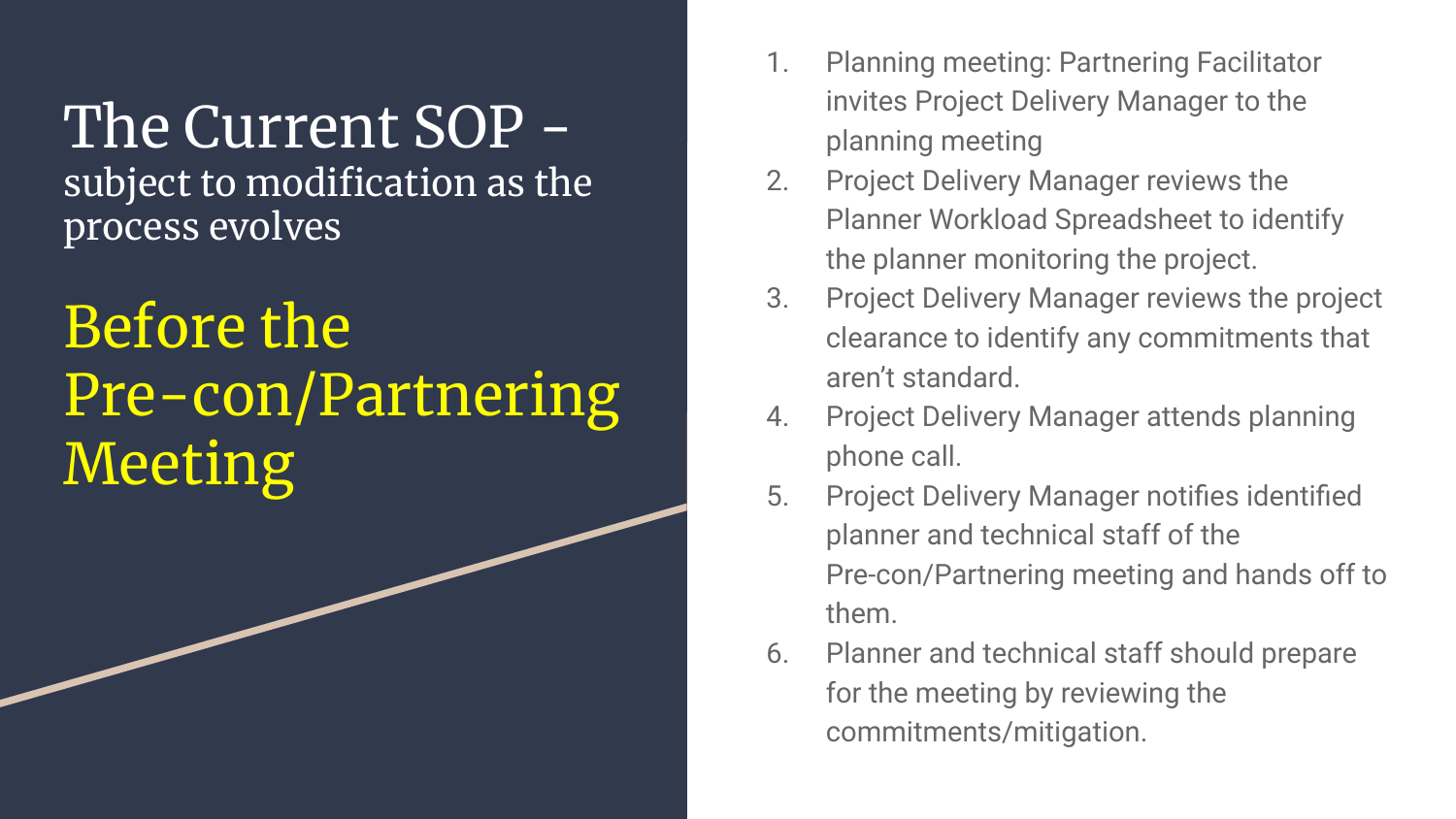# The Current SOP - 

subject to modification as the process evolves

## Before the Pre-con/Partnering Meeting

1. Planning meeting: Partnering Facilitator invites Project Delivery Manager to the planning meeting
2. Project Delivery Manager reviews the Planner Workload Spreadsheet to identify the planner monitoring the project.
3. Project Delivery Manager reviews the project clearance to identify any commitments that aren't standard.
4. Project Delivery Manager attends planning phone call.
5. Project Delivery Manager notifies identified planner and technical staff of the Pre-con/Partnering meeting and hands off to them.
6. Planner and technical staff should prepare for the meeting by reviewing the commitments/mitigation.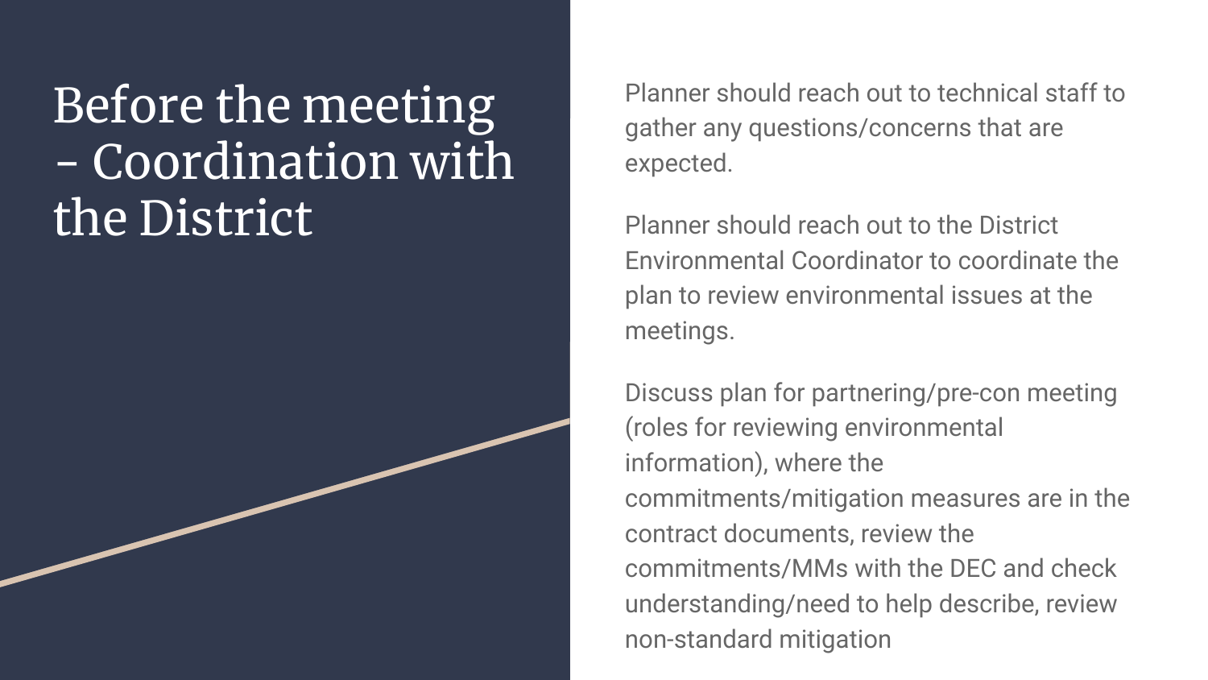# Before the meeting - Coordination with the District

Planner should reach out to technical staff to gather any questions/concerns that are expected.

Planner should reach out to the District Environmental Coordinator to coordinate the plan to review environmental issues at the meetings.

Discuss plan for partnering/pre-con meeting (roles for reviewing environmental information), where the commitments/mitigation measures are in the contract documents, review the commitments/MMs with the DEC and check understanding/need to help describe, review non-standard mitigation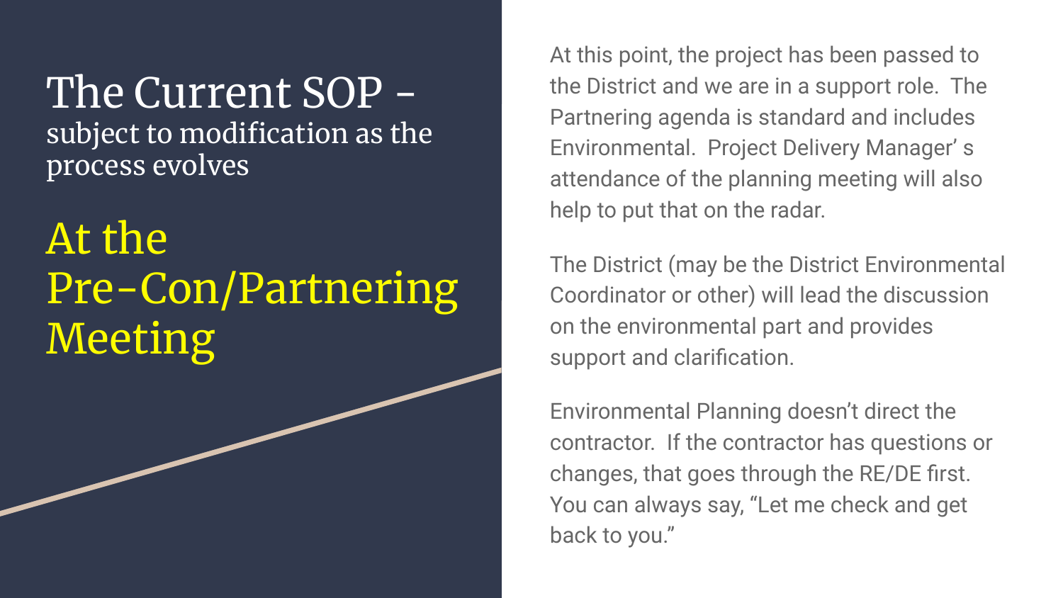# The Current SOP - subject to modification as the process evolves

## At the Pre-Con/Partnering Meeting

At this point, the project has been passed to the District and we are in a support role. The Partnering agenda is standard and includes Environmental. Project Delivery Manager' s attendance of the planning meeting will also help to put that on the radar.

The District (may be the District Environmental Coordinator or other) will lead the discussion on the environmental part and provides support and clarification.

Environmental Planning doesn't direct the contractor. If the contractor has questions or changes, that goes through the RE/DE first. You can always say, "Let me check and get back to you."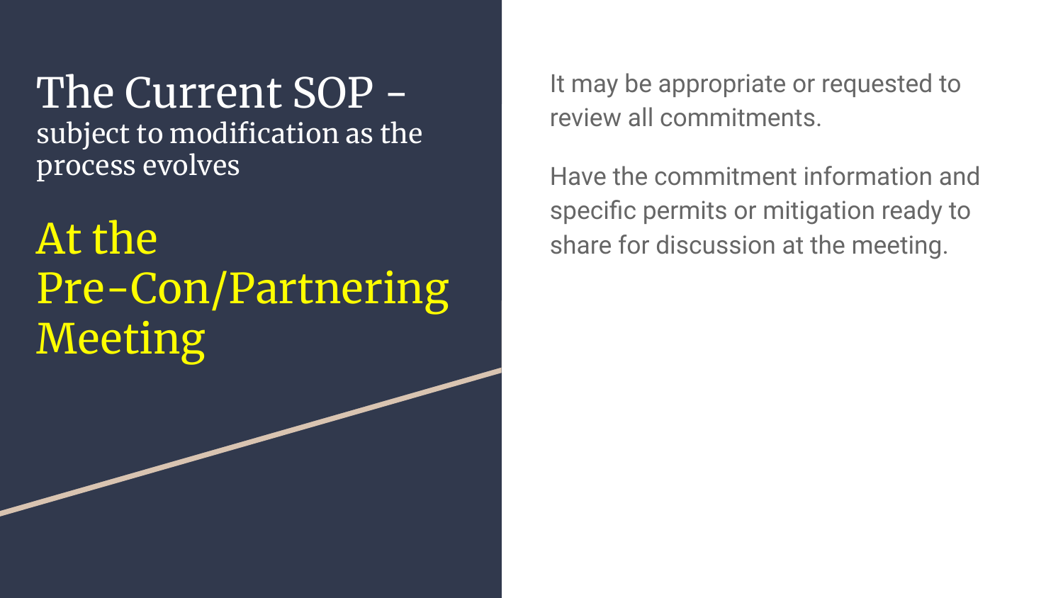# The Current SOP - subject to modification as the process evolves

## At the Pre-Con/Partnering Meeting

It may be appropriate or requested to review all commitments.

Have the commitment information and specific permits or mitigation ready to share for discussion at the meeting.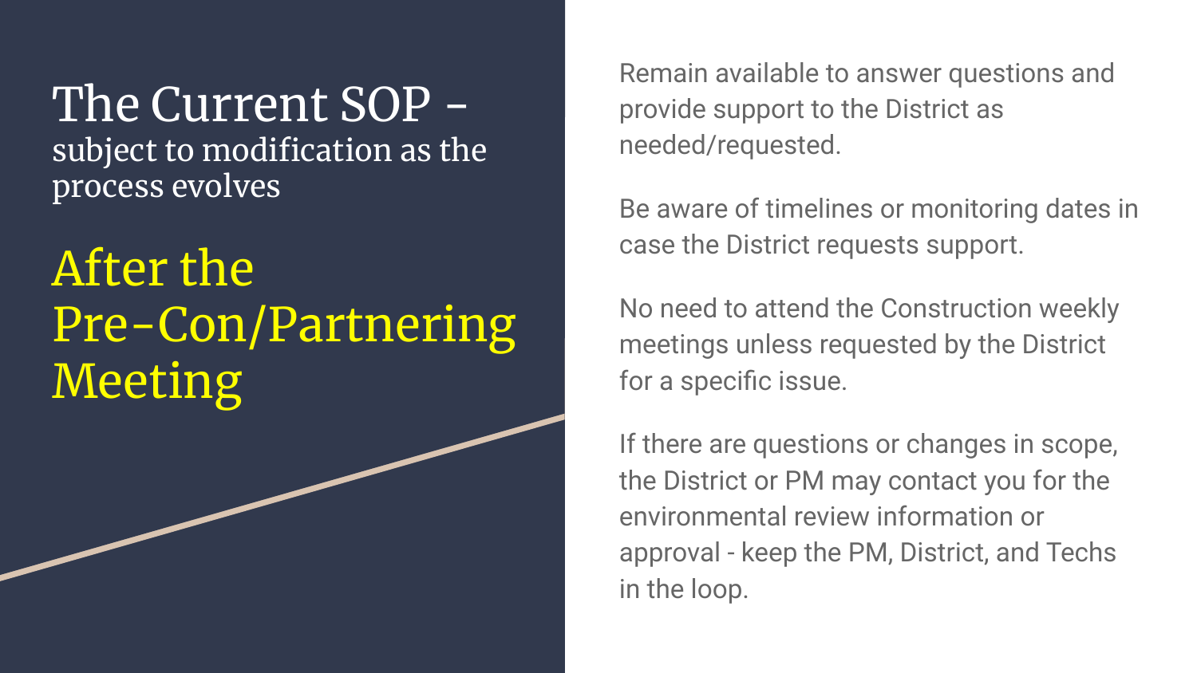# The Current SOP - subject to modification as the process evolves

## After the Pre-Con/Partnering Meeting

Remain available to answer questions and provide support to the District as needed/requested.

Be aware of timelines or monitoring dates in case the District requests support.

No need to attend the Construction weekly meetings unless requested by the District for a specific issue.

If there are questions or changes in scope, the District or PM may contact you for the environmental review information or approval - keep the PM, District, and Techs in the loop.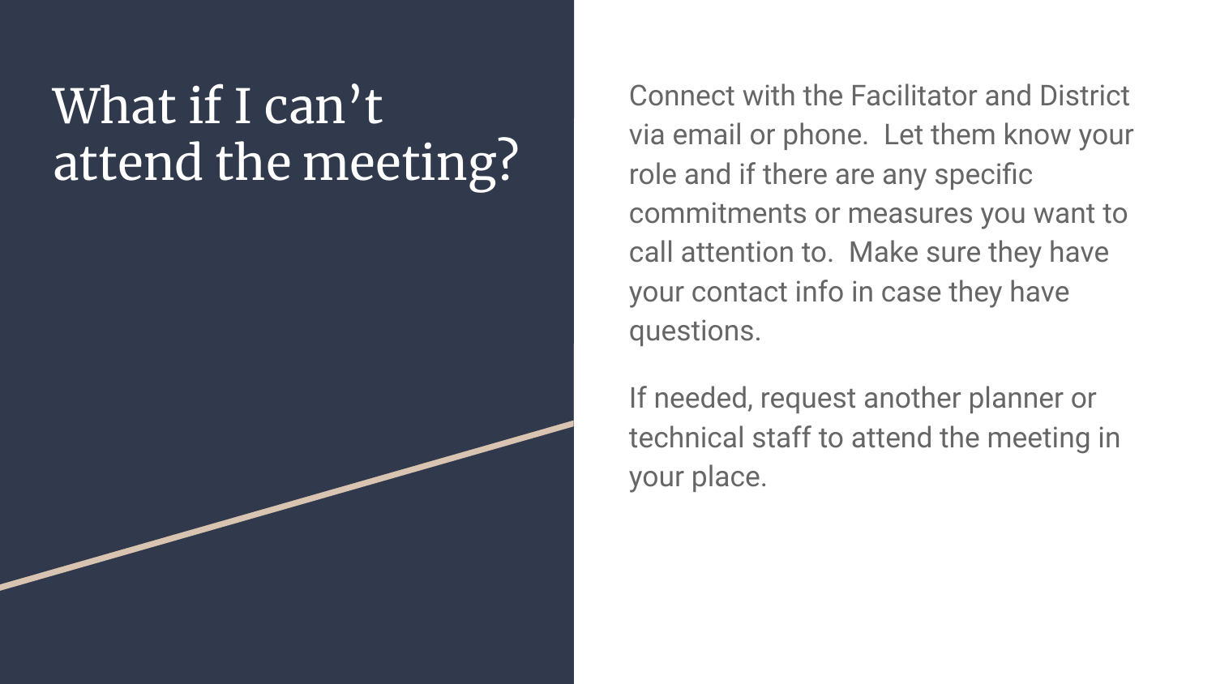# What if I can't attend the meeting?

Connect with the Facilitator and District via email or phone. Let them know your role and if there are any specific commitments or measures you want to call attention to. Make sure they have your contact info in case they have questions.

If needed, request another planner or technical staff to attend the meeting in your place.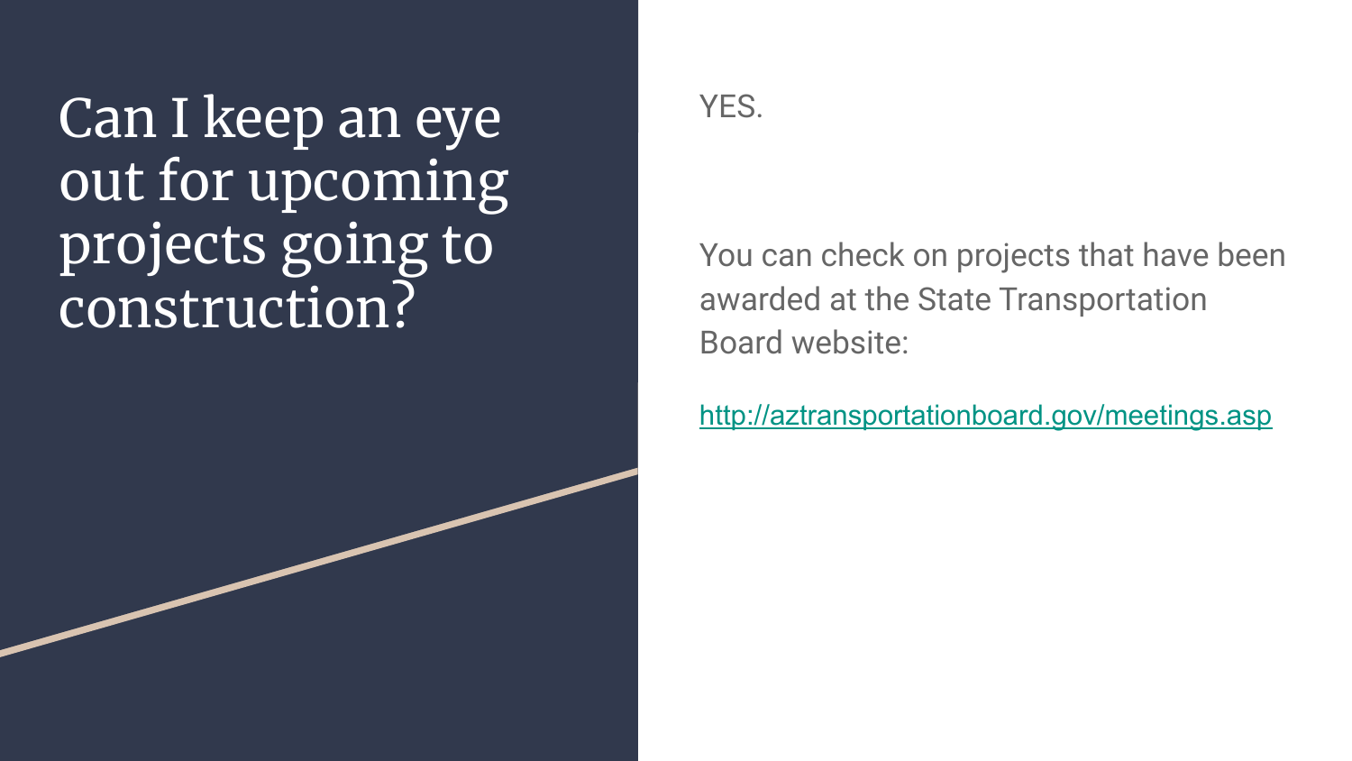# Can I keep an eye out for upcoming projects going to construction?

YES.

You can check on projects that have been awarded at the State Transportation Board website:

[http://aztransportationboard.gov/meetings.asp](http://aztransportationboard.gov/meetings.asp)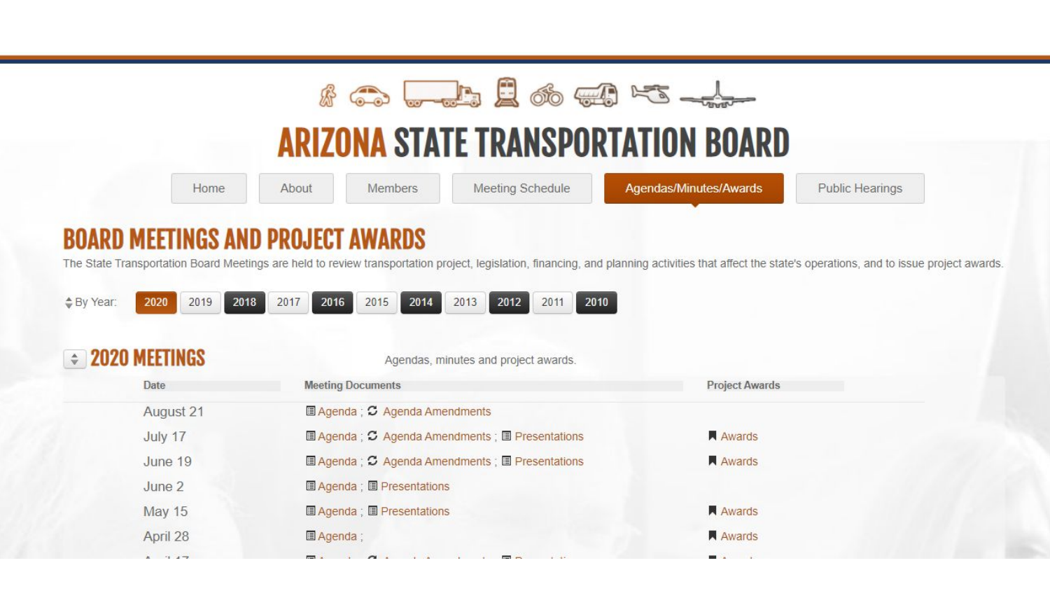# ARIZONA STATE TRANSPORTATION BOARD

Home | About | Members | Meeting Schedule | Agendas/Minutes/Awards | Public Hearings

## BOARD MEETINGS AND PROJECT AWARDS

The State Transportation Board Meetings are held to review transportation project, legislation, financing, and planning activities that affect the state's operations, and to issue project awards.

By Year: 2020 | 2019 | 2018 | 2017 | 2016 | 2015 | 2014 | 2013 | 2012 | 2011 | 2010

## 2020 MEETINGS

Agendas, minutes and project awards.

| Date | Meeting Documents | Project Awards |
|---|---|---|
| August 21 | Agenda ; Agenda Amendments | |
| July 17 | Agenda ; Agenda Amendments ; Presentations | Awards |
| June 19 | Agenda ; Agenda Amendments ; Presentations | Awards |
| June 2 | Agenda ; Presentations | |
| May 15 | Agenda ; Presentations | Awards |
| April 28 | Agenda ; | Awards |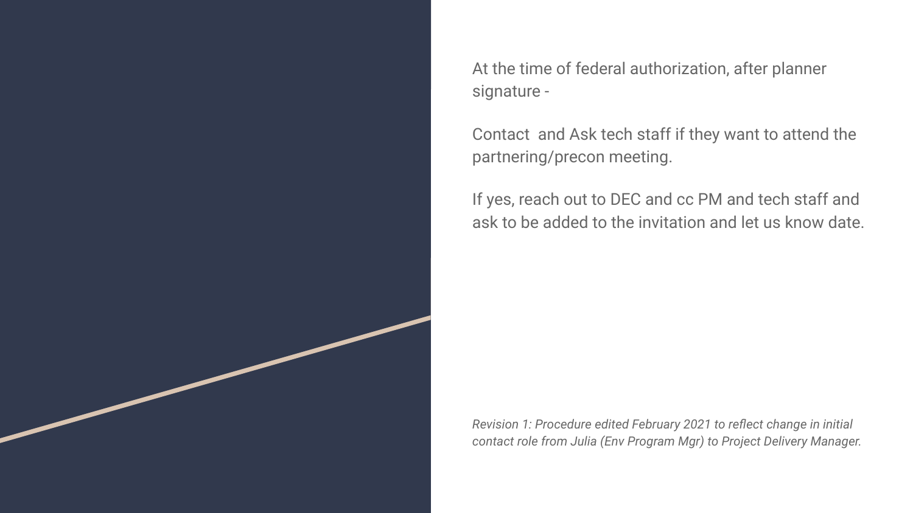At the time of federal authorization, after planner signature -

Contact  and Ask tech staff if they want to attend the partnering/precon meeting.

If yes, reach out to DEC and cc PM and tech staff and ask to be added to the invitation and let us know date.

*Revision 1: Procedure edited February 2021 to reflect change in initial contact role from Julia (Env Program Mgr) to Project Delivery Manager.*